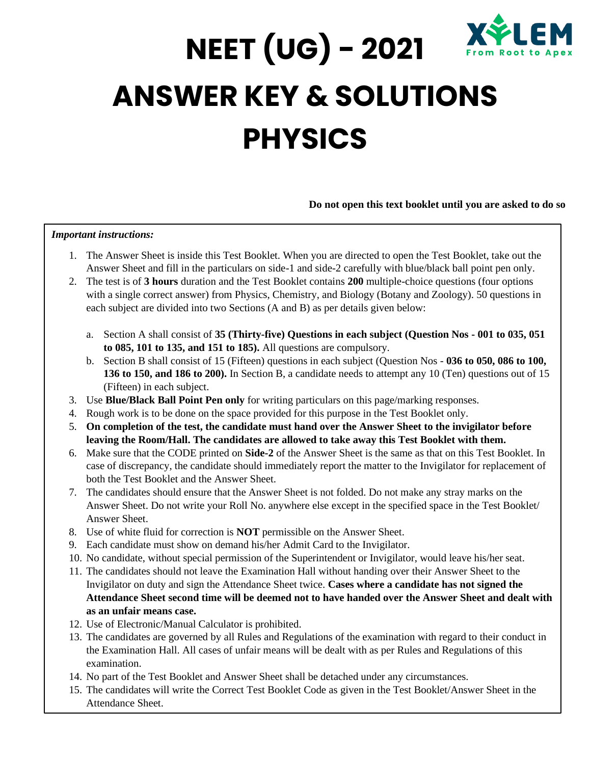# NEET (UG) - 2021

XYLEM
From Root to Apex

# ANSWER KEY & SOLUTIONS

# PHYSICS

**Do not open this text booklet until you are asked to do so**

*Important instructions:*

1. The Answer Sheet is inside this Test Booklet. When you are directed to open the Test Booklet, take out the Answer Sheet and fill in the particulars on side-1 and side-2 carefully with blue/black ball point pen only.
2. The test is of **3 hours** duration and the Test Booklet contains **200** multiple-choice questions (four options with a single correct answer) from Physics, Chemistry, and Biology (Botany and Zoology). 50 questions in each subject are divided into two Sections (A and B) as per details given below:

   a. Section A shall consist of **35 (Thirty-five) Questions in each subject (Question Nos - 001 to 035, 051 to 085, 101 to 135, and 151 to 185).** All questions are compulsory.

   b. Section B shall consist of 15 (Fifteen) questions in each subject (Question Nos - **036 to 050, 086 to 100, 136 to 150, and 186 to 200).** In Section B, a candidate needs to attempt any 10 (Ten) questions out of 15 (Fifteen) in each subject.
3. Use **Blue/Black Ball Point Pen only** for writing particulars on this page/marking responses.
4. Rough work is to be done on the space provided for this purpose in the Test Booklet only.
5. **On completion of the test, the candidate must hand over the Answer Sheet to the invigilator before leaving the Room/Hall. The candidates are allowed to take away this Test Booklet with them.**
6. Make sure that the CODE printed on **Side-2** of the Answer Sheet is the same as that on this Test Booklet. In case of discrepancy, the candidate should immediately report the matter to the Invigilator for replacement of both the Test Booklet and the Answer Sheet.
7. The candidates should ensure that the Answer Sheet is not folded. Do not make any stray marks on the Answer Sheet. Do not write your Roll No. anywhere else except in the specified space in the Test Booklet/ Answer Sheet.
8. Use of white fluid for correction is **NOT** permissible on the Answer Sheet.
9. Each candidate must show on demand his/her Admit Card to the Invigilator.
10. No candidate, without special permission of the Superintendent or Invigilator, would leave his/her seat.
11. The candidates should not leave the Examination Hall without handing over their Answer Sheet to the Invigilator on duty and sign the Attendance Sheet twice. **Cases where a candidate has not signed the Attendance Sheet second time will be deemed not to have handed over the Answer Sheet and dealt with as an unfair means case.**
12. Use of Electronic/Manual Calculator is prohibited.
13. The candidates are governed by all Rules and Regulations of the examination with regard to their conduct in the Examination Hall. All cases of unfair means will be dealt with as per Rules and Regulations of this examination.
14. No part of the Test Booklet and Answer Sheet shall be detached under any circumstances.
15. The candidates will write the Correct Test Booklet Code as given in the Test Booklet/Answer Sheet in the Attendance Sheet.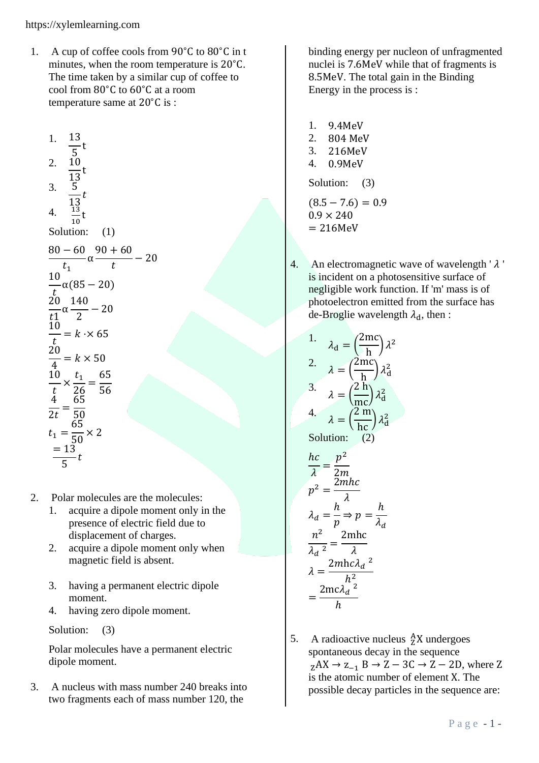1. A cup of coffee cools from 90°C to 80°C in t minutes, when the room temperature is 20°C. The time taken by a similar cup of coffee to cool from 80°C to 60°C at a room temperature same at 20°C is :

   1. $\frac{13}{5}t$
   2. $\frac{10}{13}t$
   3. $\frac{5}{13}t$
   4. $\frac{13}{10}t$

   Solution: (1)

   $\frac{80-60}{t_1}\alpha\frac{90+60}{t}-20$

   $\frac{10}{t}\alpha(85-20)$

   $\frac{20}{t1}\alpha\frac{140}{2}-20$

   $\frac{10}{t}=k\cdot\times 65$

   $\frac{20}{4}=k\times 50$

   $\frac{10}{t}\times\frac{t_1}{26}=\frac{65}{56}$

   $\frac{4}{2t}=\frac{65}{50}$

   $t_1=\frac{65}{50}\times 2$

   $=\frac{13}{5}t$

2. Polar molecules are the molecules:
   1. acquire a dipole moment only in the presence of electric field due to displacement of charges.
   2. acquire a dipole moment only when magnetic field is absent.
   3. having a permanent electric dipole moment.
   4. having zero dipole moment.

   Solution: (3)

   Polar molecules have a permanent electric dipole moment.

3. A nucleus with mass number 240 breaks into two fragments each of mass number 120, the binding energy per nucleon of unfragmented nuclei is 7.6MeV while that of fragments is 8.5MeV. The total gain in the Binding Energy in the process is :

   1. 9.4MeV
   2. 804 MeV
   3. 216MeV
   4. 0.9MeV

   Solution: (3)

   $(8.5-7.6)=0.9$

   $0.9\times 240$

   $=216\text{MeV}$

4. An electromagnetic wave of wavelength ' $\lambda$ ' is incident on a photosensitive surface of negligible work function. If 'm' mass is of photoelectron emitted from the surface has de-Broglie wavelength $\lambda_{\mathrm{d}}$, then :

   1. $\lambda_{\mathrm{d}}=\left(\frac{2\mathrm{mc}}{\mathrm{h}}\right)\lambda^2$
   2. $\lambda=\left(\frac{2\mathrm{mc}}{\mathrm{h}}\right)\lambda_{\mathrm{d}}^2$
   3. $\lambda=\left(\frac{2\,\mathrm{h}}{\mathrm{mc}}\right)\lambda_{\mathrm{d}}^2$
   4. $\lambda=\left(\frac{2\,\mathrm{m}}{\mathrm{hc}}\right)\lambda_{\mathrm{d}}^2$

   Solution: (2)

   $\frac{hc}{\lambda}=\frac{p^2}{2m}$

   $p^2=\frac{2mhc}{\lambda}$

   $\lambda_d=\frac{h}{p}\Rightarrow p=\frac{h}{\lambda_d}$

   $\frac{n^2}{{\lambda_d}^2}=\frac{2\text{mhc}}{\lambda}$

   $\lambda=\frac{2mhc{\lambda_d}^2}{h^2}$

   $=\frac{2\text{mc}{\lambda_d}^2}{h}$

5. A radioactive nucleus ${}^{A}_{Z}\text{X}$ undergoes spontaneous decay in the sequence ${}_{Z}\text{AX}\rightarrow \text{z}_{-1}\ \text{B}\rightarrow \text{Z}-3\text{C}\rightarrow \text{Z}-2\text{D}$, where Z is the atomic number of element X. The possible decay particles in the sequence are: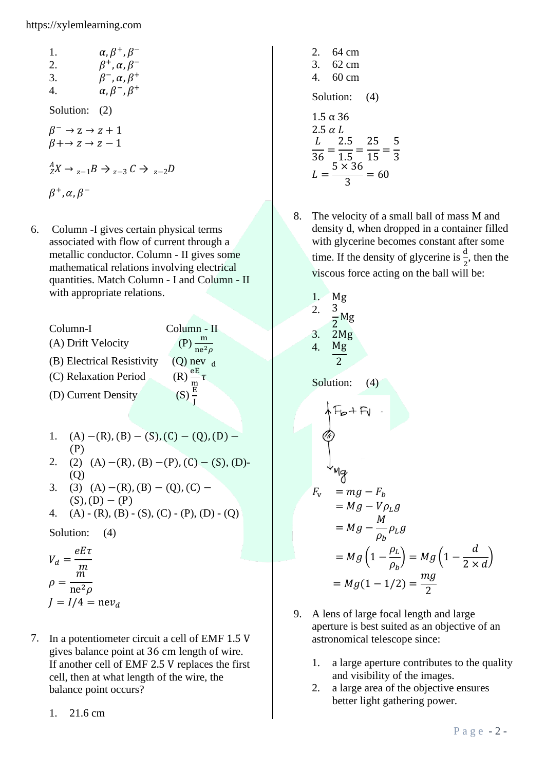1. $\alpha, \beta^+, \beta^-$
2. $\beta^+, \alpha, \beta^-$
3. $\beta^-, \alpha, \beta^+$
4. $\alpha, \beta^-, \beta^+$

Solution: (2)

$\beta^- \rightarrow z \rightarrow z+1$
$\beta+ \rightarrow z \rightarrow z-1$

$^{A}_{Z}X \rightarrow {}_{z-1}B \rightarrow {}_{z-3}C \rightarrow {}_{z-2}D$

$\beta^+, \alpha, \beta^-$

6. Column -I gives certain physical terms associated with flow of current through a metallic conductor. Column - II gives some mathematical relations involving electrical quantities. Match Column - I and Column - II with appropriate relations.

| Column-I | Column - II |
|---|---|
| (A) Drift Velocity | (P) $\frac{m}{ne^2\rho}$ |
| (B) Electrical Resistivity | (Q) nev $_d$ |
| (C) Relaxation Period | (R) $\frac{eE}{m}\tau$ |
| (D) Current Density | (S) $\frac{E}{J}$ |

1. (A) −(R), (B) − (S), (C) − (Q), (D) − (P)
2. (2) (A) −(R), (B) −(P), (C) − (S), (D)-(Q)
3. (3) (A) −(R), (B) − (Q), (C) − (S), (D) − (P)
4. (A) - (R), (B) - (S), (C) - (P), (D) - (Q)

Solution: (4)

$V_d = \frac{eE\tau}{m}$
$\rho = \frac{m}{ne^2\rho}$
$J = I/4 = nev_d$

7. In a potentiometer circuit a cell of EMF 1.5 V gives balance point at 36 cm length of wire. If another cell of EMF 2.5 V replaces the first cell, then at what length of the wire, the balance point occurs?

1. 21.6 cm
2. 64 cm
3. 62 cm
4. 60 cm

Solution: (4)

$1.5 \alpha 36$
$2.5 \alpha L$
$\frac{L}{36} = \frac{2.5}{1.5} = \frac{25}{15} = \frac{5}{3}$
$L = \frac{5 \times 36}{3} = 60$

8. The velocity of a small ball of mass M and density d, when dropped in a container filled with glycerine becomes constant after some time. If the density of glycerine is $\frac{d}{2}$, then the viscous force acting on the ball will be:

1. Mg
2. $\frac{3}{2}$Mg
3. 2Mg
4. $\frac{Mg}{2}$

Solution: (4)

$F_b + F_V$ (upward), Mg (downward)

$$
\begin{aligned}
F_v &= mg - F_b \\
&= Mg - V\rho_L g \\
&= Mg - \frac{M}{\rho_b}\rho_L g \\
&= Mg\left(1 - \frac{\rho_L}{\rho_b}\right) = Mg\left(1 - \frac{d}{2 \times d}\right) \\
&= Mg(1 - 1/2) = \frac{mg}{2}
\end{aligned}
$$

9. A lens of large focal length and large aperture is best suited as an objective of an astronomical telescope since:

1. a large aperture contributes to the quality and visibility of the images.
2. a large area of the objective ensures better light gathering power.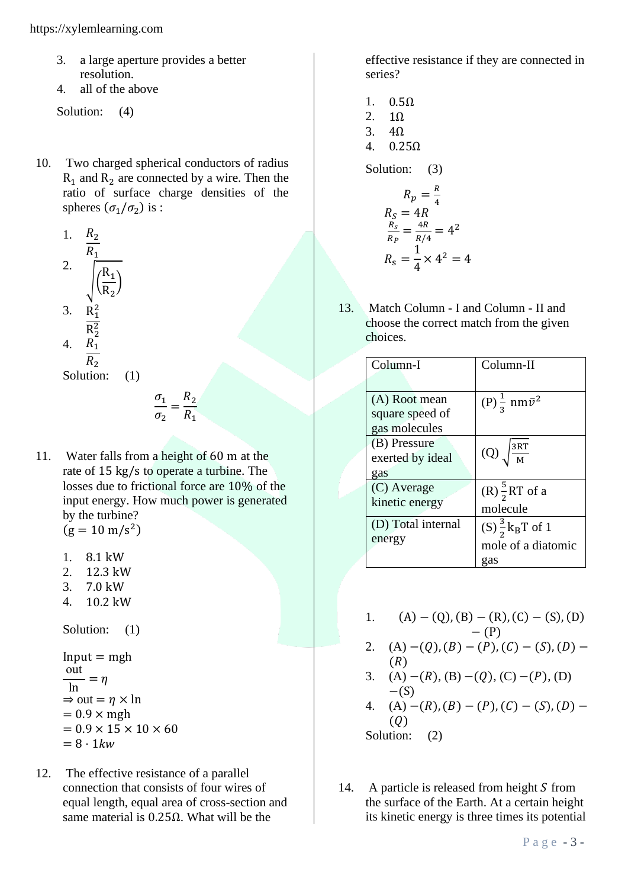3. a large aperture provides a better resolution.
4. all of the above

Solution: (4)

10. Two charged spherical conductors of radius $R_1$ and $R_2$ are connected by a wire. Then the ratio of surface charge densities of the spheres $(\sigma_1/\sigma_2)$ is :

1. $\frac{R_2}{R_1}$
2. $\sqrt{\left(\frac{R_1}{R_2}\right)}$
3. $\frac{R_1^2}{R_2^2}$
4. $\frac{R_1}{R_2}$

Solution: (1)

$$\frac{\sigma_1}{\sigma_2} = \frac{R_2}{R_1}$$

11. Water falls from a height of 60 m at the rate of 15 kg/s to operate a turbine. The losses due to frictional force are 10% of the input energy. How much power is generated by the turbine?
$(g = 10\ \mathrm{m/s^2})$

1. 8.1 kW
2. 12.3 kW
3. 7.0 kW
4. 10.2 kW

Solution: (1)

$\text{Input} = \text{mgh}$

$\frac{\text{out}}{\text{In}} = \eta$

$\Rightarrow \text{out} = \eta \times \text{In}$

$= 0.9 \times \text{mgh}$

$= 0.9 \times 15 \times 10 \times 60$

$= 8 \cdot 1kw$

12. The effective resistance of a parallel connection that consists of four wires of equal length, equal area of cross-section and same material is $0.25\Omega$. What will be the effective resistance if they are connected in series?

1. $0.5\Omega$
2. $1\Omega$
3. $4\Omega$
4. $0.25\Omega$

Solution: (3)

$R_p = \frac{R}{4}$

$R_S = 4R$

$\frac{R_s}{R_P} = \frac{4R}{R/4} = 4^2$

$R_s = \frac{1}{4} \times 4^2 = 4$

13. Match Column - I and Column - II and choose the correct match from the given choices.

| Column-I | Column-II |
|---|---|
| (A) Root mean square speed of gas molecules | (P) $\frac{1}{3}\ \text{nm}\bar{v}^2$ |
| (B) Pressure exerted by ideal gas | (Q) $\sqrt{\frac{3RT}{M}}$ |
| (C) Average kinetic energy | (R) $\frac{5}{2}$RT of a molecule |
| (D) Total internal energy | (S) $\frac{3}{2}k_B T$ of 1 mole of a diatomic gas |

1. (A) − (Q), (B) − (R), (C) − (S), (D) − (P)
2. (A) − (Q), (B) − (P), (C) − (S), (D) − (R)
3. (A) − (R), (B) − (Q), (C) − (P), (D) − (S)
4. (A) − (R), (B) − (P), (C) − (S), (D) − (Q)

Solution: (2)

14. A particle is released from height $S$ from the surface of the Earth. At a certain height its kinetic energy is three times its potential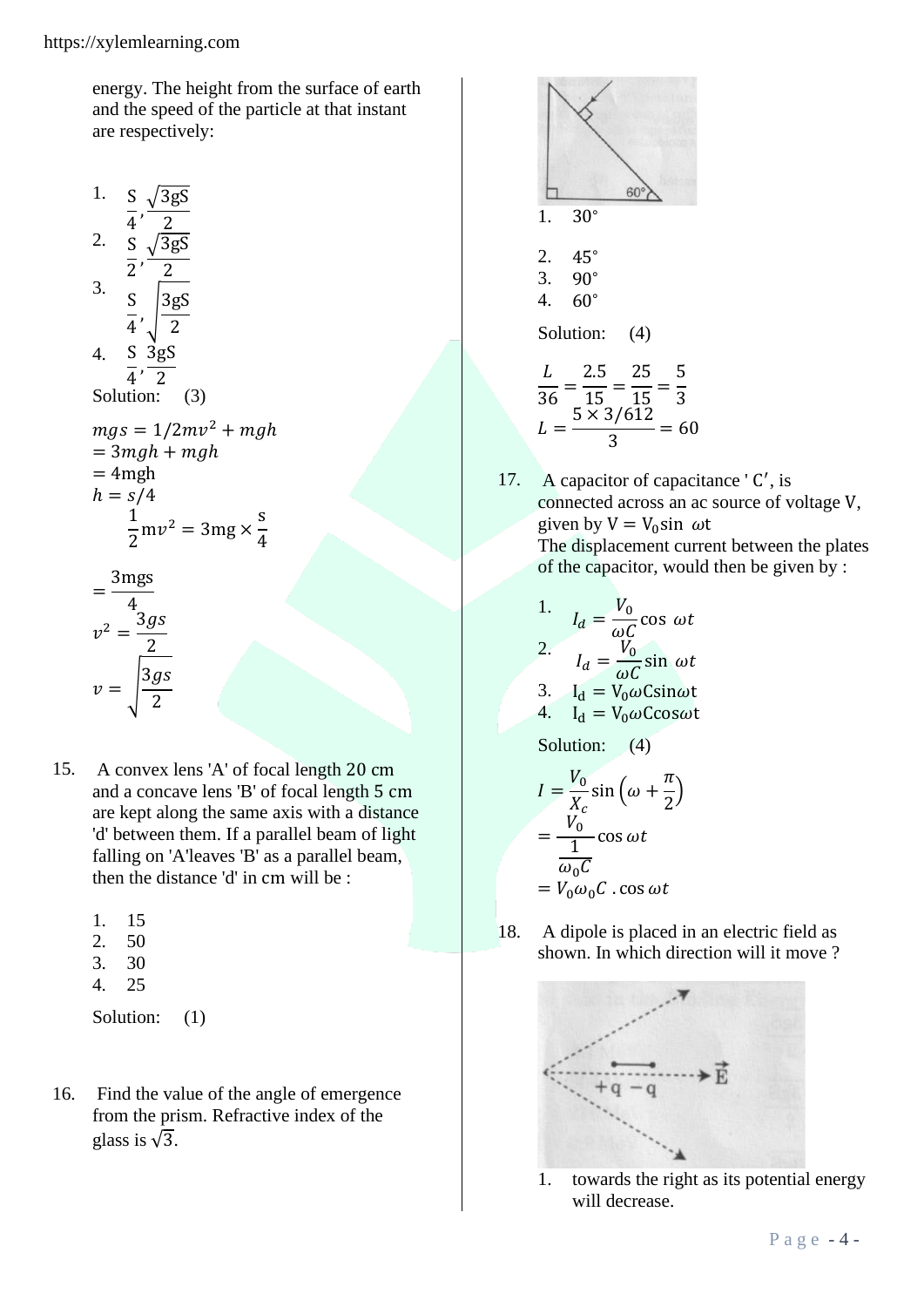energy. The height from the surface of earth and the speed of the particle at that instant are respectively:

1. $\frac{S}{4}, \frac{\sqrt{3gS}}{2}$
2. $\frac{S}{2}, \frac{\sqrt{3gS}}{2}$
3. $\frac{S}{4}, \sqrt{\frac{3gS}{2}}$
4. $\frac{S}{4}, \frac{3gS}{2}$

Solution: (3)

$$mgs = 1/2mv^2 + mgh$$
$$= 3mgh + mgh$$
$$= 4mgh$$
$$h = s/4$$
$$\frac{1}{2}mv^2 = 3mg \times \frac{s}{4}$$
$$= \frac{3mgs}{4}$$
$$v^2 = \frac{3gs}{2}$$
$$v = \sqrt{\frac{3gs}{2}}$$

15. A convex lens 'A' of focal length 20 cm and a concave lens 'B' of focal length 5 cm are kept along the same axis with a distance 'd' between them. If a parallel beam of light falling on 'A'leaves 'B' as a parallel beam, then the distance 'd' in cm will be :

1. 15
2. 50
3. 30
4. 25

Solution: (1)

16. Find the value of the angle of emergence from the prism. Refractive index of the glass is $\sqrt{3}$.

1. 30°
2. 45°
3. 90°
4. 60°

Solution: (4)

$$\frac{L}{36} = \frac{2.5}{15} = \frac{25}{15} = \frac{5}{3}$$
$$L = \frac{5 \times 3/612}{3} = 60$$

17. A capacitor of capacitance ' C', is connected across an ac source of voltage V, given by $V = V_0 \sin \omega t$

The displacement current between the plates of the capacitor, would then be given by :

1. $I_d = \frac{V_0}{\omega C} \cos \omega t$
2. $I_d = \frac{V_0}{\omega C} \sin \omega t$
3. $I_d = V_0 \omega C \sin \omega t$
4. $I_d = V_0 \omega C \cos \omega t$

Solution: (4)

$$I = \frac{V_0}{X_c} \sin\left(\omega + \frac{\pi}{2}\right)$$
$$= \frac{V_0}{\frac{1}{\omega_0 C}} \cos \omega t$$
$$= V_0 \omega_0 C \, . \cos \omega t$$

18. A dipole is placed in an electric field as shown. In which direction will it move ?

1. towards the right as its potential energy will decrease.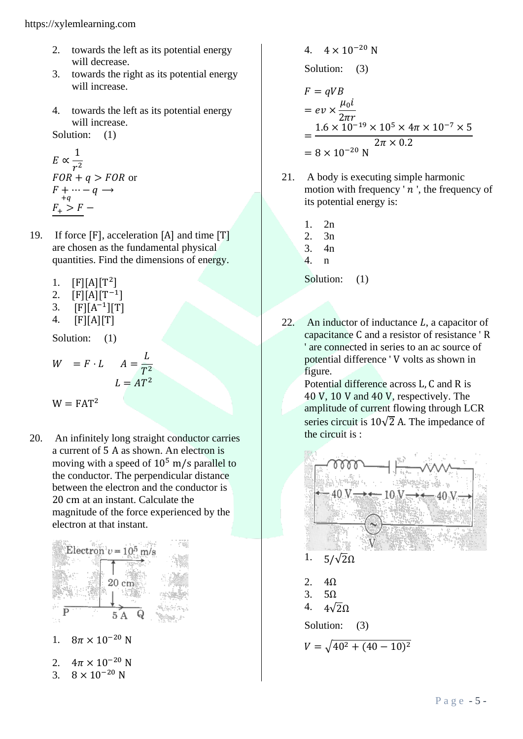2. towards the left as its potential energy will decrease.
3. towards the right as its potential energy will increase.
4. towards the left as its potential energy will increase.

Solution: (1)

$$E \propto \frac{1}{r^2}$$

$FOR + q > FOR$ or

$F \underset{+q}{+} \cdots - q \longrightarrow$

$F_+ > F-$

19. If force [F], acceleration [A] and time [T] are chosen as the fundamental physical quantities. Find the dimensions of energy.

1. $[F][A][T^2]$
2. $[F][A][T^{-1}]$
3. $[F][A^{-1}][T]$
4. $[F][A][T]$

Solution: (1)

$$W = F \cdot L \qquad A = \frac{L}{T^2}$$

$$L = AT^2$$

$$W = FAT^2$$

20. An infinitely long straight conductor carries a current of 5 A as shown. An electron is moving with a speed of $10^5$ m/s parallel to the conductor. The perpendicular distance between the electron and the conductor is 20 cm at an instant. Calculate the magnitude of the force experienced by the electron at that instant.

Electron $v = 10^5$ m/s

20 cm

P 5 A Q

1. $8\pi \times 10^{-20}$ N
2. $4\pi \times 10^{-20}$ N
3. $8 \times 10^{-20}$ N
4. $4 \times 10^{-20}$ N

Solution: (3)

$$F = qVB$$

$$= ev \times \frac{\mu_0 i}{2\pi r}$$

$$= \frac{1.6 \times 10^{-19} \times 10^5 \times 4\pi \times 10^{-7} \times 5}{2\pi \times 0.2}$$

$$= 8 \times 10^{-20} \text{ N}$$

21. A body is executing simple harmonic motion with frequency '$n$', the frequency of its potential energy is:

1. 2n
2. 3n
3. 4n
4. n

Solution: (1)

22. An inductor of inductance $L$, a capacitor of capacitance C and a resistor of resistance 'R' are connected in series to an ac source of potential difference 'V volts as shown in figure.
Potential difference across L, C and R is 40 V, 10 V and 40 V, respectively. The amplitude of current flowing through LCR series circuit is $10\sqrt{2}$ A. The impedance of the circuit is :

40 V   10 V   40 V

V

1. $5/\sqrt{2}\Omega$
2. $4\Omega$
3. $5\Omega$
4. $4\sqrt{2}\Omega$

Solution: (3)

$$V = \sqrt{40^2 + (40 - 10)^2}$$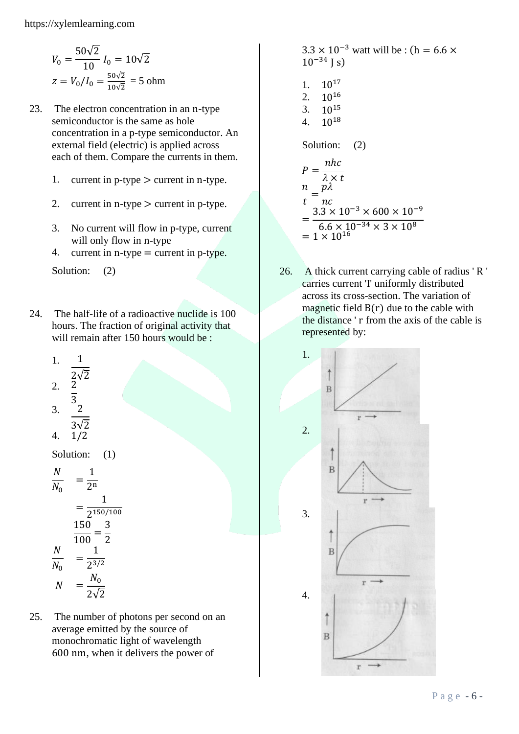$$V_0 = \frac{50\sqrt{2}}{10}\ I_0 = 10\sqrt{2}$$

$$z = V_0/I_0 = \frac{50\sqrt{2}}{10\sqrt{2}} = 5 \text{ ohm}$$

23. The electron concentration in an n-type semiconductor is the same as hole concentration in a p-type semiconductor. An external field (electric) is applied across each of them. Compare the currents in them.

1. current in p-type > current in n-type.
2. current in n-type > current in p-type.
3. No current will flow in p-type, current will only flow in n-type
4. current in n-type = current in p-type.

Solution: (2)

24. The half-life of a radioactive nuclide is 100 hours. The fraction of original activity that will remain after 150 hours would be :

1. $\frac{1}{2\sqrt{2}}$
2. $\frac{2}{3}$
3. $\frac{2}{3\sqrt{2}}$
4. $1/2$

Solution: (1)

$$\frac{N}{N_0} = \frac{1}{2^n}$$

$$= \frac{1}{2^{150/100}}$$

$$\frac{150}{100} = \frac{3}{2}$$

$$\frac{N}{N_0} = \frac{1}{2^{3/2}}$$

$$N = \frac{N_0}{2\sqrt{2}}$$

25. The number of photons per second on an average emitted by the source of monochromatic light of wavelength 600 nm, when it delivers the power of $3.3 \times 10^{-3}$ watt will be : ($h = 6.6 \times 10^{-34}$ J s)

1. $10^{17}$
2. $10^{16}$
3. $10^{15}$
4. $10^{18}$

Solution: (2)

$$P = \frac{nhc}{\lambda \times t}$$

$$\frac{n}{t} = \frac{p\lambda}{nc}$$

$$= \frac{3.3 \times 10^{-3} \times 600 \times 10^{-9}}{6.6 \times 10^{-34} \times 3 \times 10^{8}}$$

$$= 1 \times 10^{16}$$

26. A thick current carrying cable of radius ' R ' carries current 'I' uniformly distributed across its cross-section. The variation of magnetic field B(r) due to the cable with the distance ' r from the axis of the cable is represented by:

1. 
2. 
3. 
4.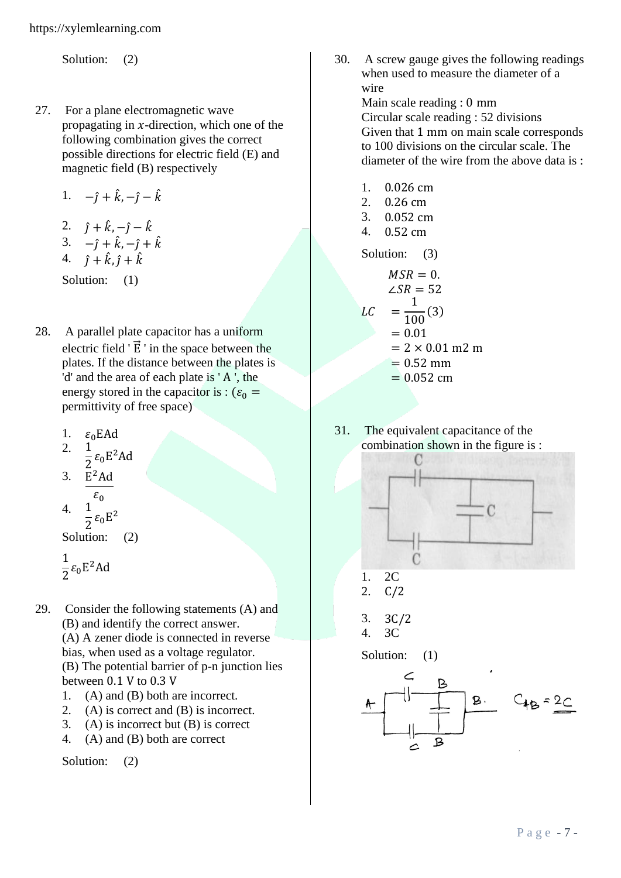Solution: (2)

27. For a plane electromagnetic wave propagating in $x$-direction, which one of the following combination gives the correct possible directions for electric field (E) and magnetic field (B) respectively

1. $-\hat{j}+\hat{k}, -\hat{j}-\hat{k}$
2. $\hat{j}+\hat{k}, -\hat{j}-\hat{k}$
3. $-\hat{j}+\hat{k}, -\hat{j}+\hat{k}$
4. $\hat{j}+\hat{k}, \hat{j}+\hat{k}$

Solution: (1)

28. A parallel plate capacitor has a uniform electric field ' $\vec{E}$ ' in the space between the plates. If the distance between the plates is 'd' and the area of each plate is ' A ', the energy stored in the capacitor is : ($\varepsilon_0 =$ permittivity of free space)

1. $\varepsilon_0 \mathrm{EAd}$
2. $\frac{1}{2}\varepsilon_0 \mathrm{E}^2 \mathrm{Ad}$
3. $\frac{\mathrm{E}^2 \mathrm{Ad}}{\varepsilon_0}$
4. $\frac{1}{2}\varepsilon_0 \mathrm{E}^2$

Solution: (2)

$\frac{1}{2}\varepsilon_0 \mathrm{E}^2 \mathrm{Ad}$

29. Consider the following statements (A) and (B) and identify the correct answer.
(A) A zener diode is connected in reverse bias, when used as a voltage regulator.
(B) The potential barrier of p-n junction lies between 0.1 V to 0.3 V

1. (A) and (B) both are incorrect.
2. (A) is correct and (B) is incorrect.
3. (A) is incorrect but (B) is correct
4. (A) and (B) both are correct

Solution: (2)

30. A screw gauge gives the following readings when used to measure the diameter of a wire
Main scale reading : 0 mm
Circular scale reading : 52 divisions
Given that 1 mm on main scale corresponds to 100 divisions on the circular scale. The diameter of the wire from the above data is :

1. 0.026 cm
2. 0.26 cm
3. 0.052 cm
4. 0.52 cm

Solution: (3)

$MSR = 0.$

$\angle SR = 52$

$$
\begin{aligned}
LC &= \frac{1}{100}(3) \\
&= 0.01 \\
&= 2 \times 0.01 \text{ m2 m} \\
&= 0.52 \text{ mm} \\
&= 0.052 \text{ cm}
\end{aligned}
$$

31. The equivalent capacitance of the combination shown in the figure is :

1. 2C
2. C/2
3. 3C/2
4. 3C

Solution: (1)

$C_{AB} = 2C$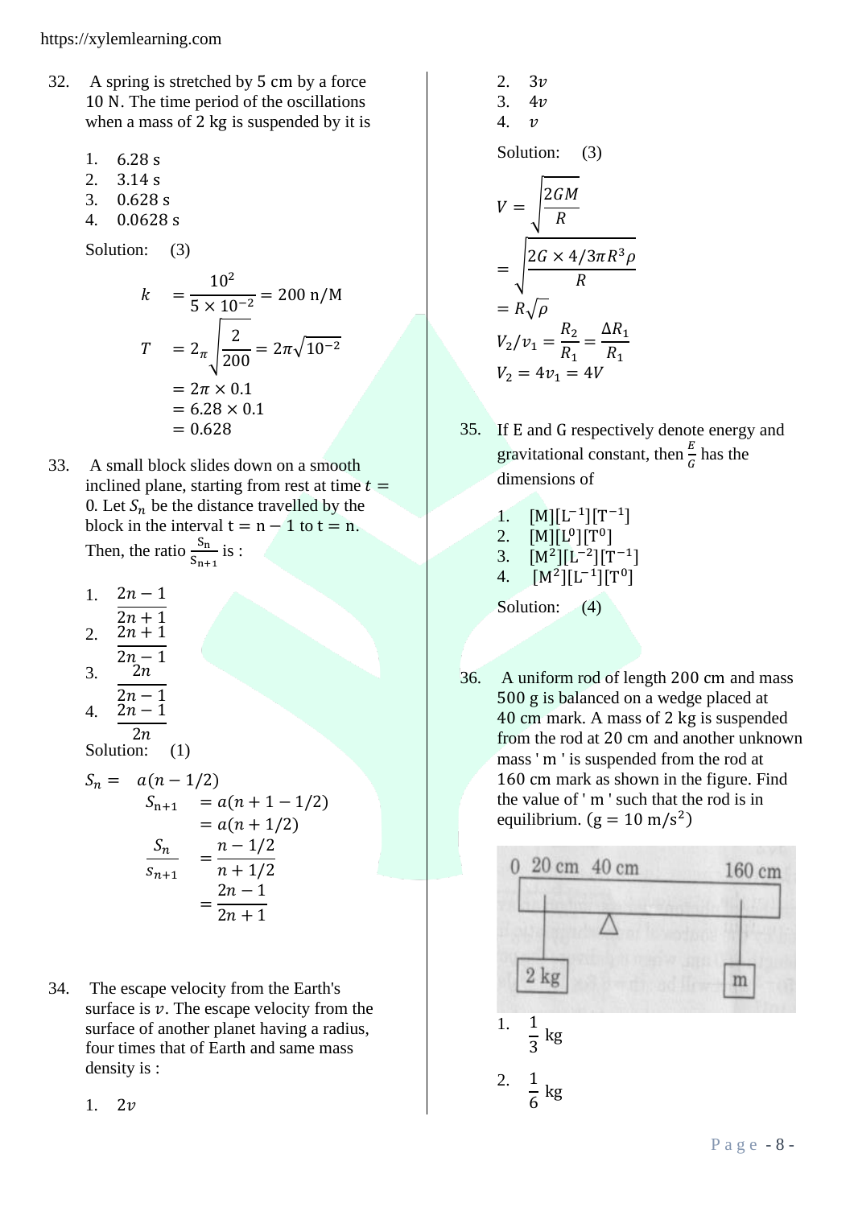32. A spring is stretched by 5 cm by a force 10 N. The time period of the oscillations when a mass of 2 kg is suspended by it is

1. 6.28 s
2. 3.14 s
3. 0.628 s
4. 0.0628 s

Solution: (3)

$$k = \frac{10^2}{5 \times 10^{-2}} = 200 \text{ n/M}$$

$$T = 2_\pi \sqrt{\frac{2}{200}} = 2\pi\sqrt{10^{-2}}$$

$$= 2\pi \times 0.1$$

$$= 6.28 \times 0.1$$

$$= 0.628$$

33. A small block slides down on a smooth inclined plane, starting from rest at time $t = 0$. Let $S_n$ be the distance travelled by the block in the interval $t = n - 1$ to $t = n$. Then, the ratio $\frac{S_n}{S_{n+1}}$ is :

1. $\frac{2n-1}{2n+1}$
2. $\frac{2n+1}{2n-1}$
3. $\frac{2n}{2n-1}$
4. $\frac{2n-1}{2n}$

Solution: (1)

$$S_n = a(n - 1/2)$$

$$S_{n+1} = a(n + 1 - 1/2)$$

$$= a(n + 1/2)$$

$$\frac{S_n}{S_{n+1}} = \frac{n - 1/2}{n + 1/2}$$

$$= \frac{2n-1}{2n+1}$$

34. The escape velocity from the Earth's surface is $v$. The escape velocity from the surface of another planet having a radius, four times that of Earth and same mass density is :

1. $2v$
2. $3v$
3. $4v$
4. $v$

Solution: (3)

$$V = \sqrt{\frac{2GM}{R}}$$

$$= \sqrt{\frac{2G \times 4/3\pi R^3 \rho}{R}}$$

$$= R\sqrt{\rho}$$

$$V_2/v_1 = \frac{R_2}{R_1} = \frac{\Delta R_1}{R_1}$$

$$V_2 = 4v_1 = 4V$$

35. If E and G respectively denote energy and gravitational constant, then $\frac{E}{G}$ has the dimensions of

1. $[M][L^{-1}][T^{-1}]$
2. $[M][L^0][T^0]$
3. $[M^2][L^{-2}][T^{-1}]$
4. $[M^2][L^{-1}][T^0]$

Solution: (4)

36. A uniform rod of length 200 cm and mass 500 g is balanced on a wedge placed at 40 cm mark. A mass of 2 kg is suspended from the rod at 20 cm and another unknown mass ' m ' is suspended from the rod at 160 cm mark as shown in the figure. Find the value of ' m ' such that the rod is in equilibrium. $(g = 10 \text{ m/s}^2)$

1. $\frac{1}{3}$ kg
2. $\frac{1}{6}$ kg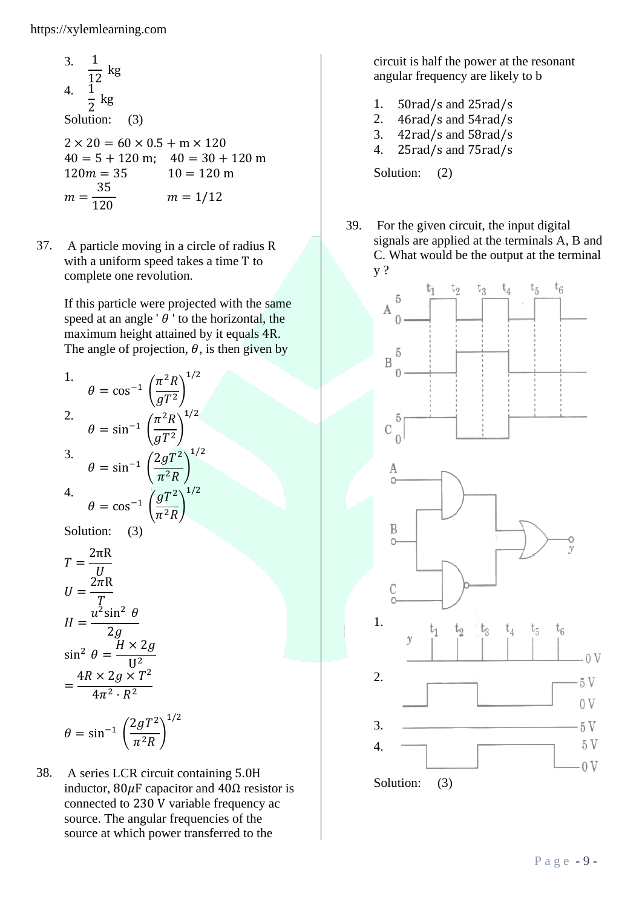3. $\frac{1}{12}$ kg
4. $\frac{1}{2}$ kg

Solution: (3)

$2 \times 20 = 60 \times 0.5 + \text{m} \times 120$

$40 = 5 + 120\text{ m}; \quad 40 = 30 + 120\text{ m}$

$120m = 35 \qquad 10 = 120\text{ m}$

$m = \frac{35}{120} \qquad m = 1/12$

37. A particle moving in a circle of radius R with a uniform speed takes a time T to complete one revolution.

If this particle were projected with the same speed at an angle ' $\theta$ ' to the horizontal, the maximum height attained by it equals 4R. The angle of projection, $\theta$, is then given by

1. $\theta = \cos^{-1}\left(\frac{\pi^2 R}{gT^2}\right)^{1/2}$
2. $\theta = \sin^{-1}\left(\frac{\pi^2 R}{gT^2}\right)^{1/2}$
3. $\theta = \sin^{-1}\left(\frac{2gT^2}{\pi^2 R}\right)^{1/2}$
4. $\theta = \cos^{-1}\left(\frac{gT^2}{\pi^2 R}\right)^{1/2}$

Solution: (3)

$T = \frac{2\pi R}{U}$

$U = \frac{2\pi R}{T}$

$H = \frac{u^2 \sin^2 \theta}{2g}$

$\sin^2 \theta = \frac{H \times 2g}{U^2}$

$= \frac{4R \times 2g \times T^2}{4\pi^2 \cdot R^2}$

$\theta = \sin^{-1}\left(\frac{2gT^2}{\pi^2 R}\right)^{1/2}$

38. A series LCR circuit containing 5.0H inductor, $80\mu$F capacitor and $40\Omega$ resistor is connected to 230 V variable frequency ac source. The angular frequencies of the source at which power transferred to the circuit is half the power at the resonant angular frequency are likely to b

1. 50rad/s and 25rad/s
2. 46rad/s and 54rad/s
3. 42rad/s and 58rad/s
4. 25rad/s and 75rad/s

Solution: (2)

39. For the given circuit, the input digital signals are applied at the terminals A, B and C. What would be the output at the terminal y ?

1. 
2. 
3. 
4. 

Solution: (3)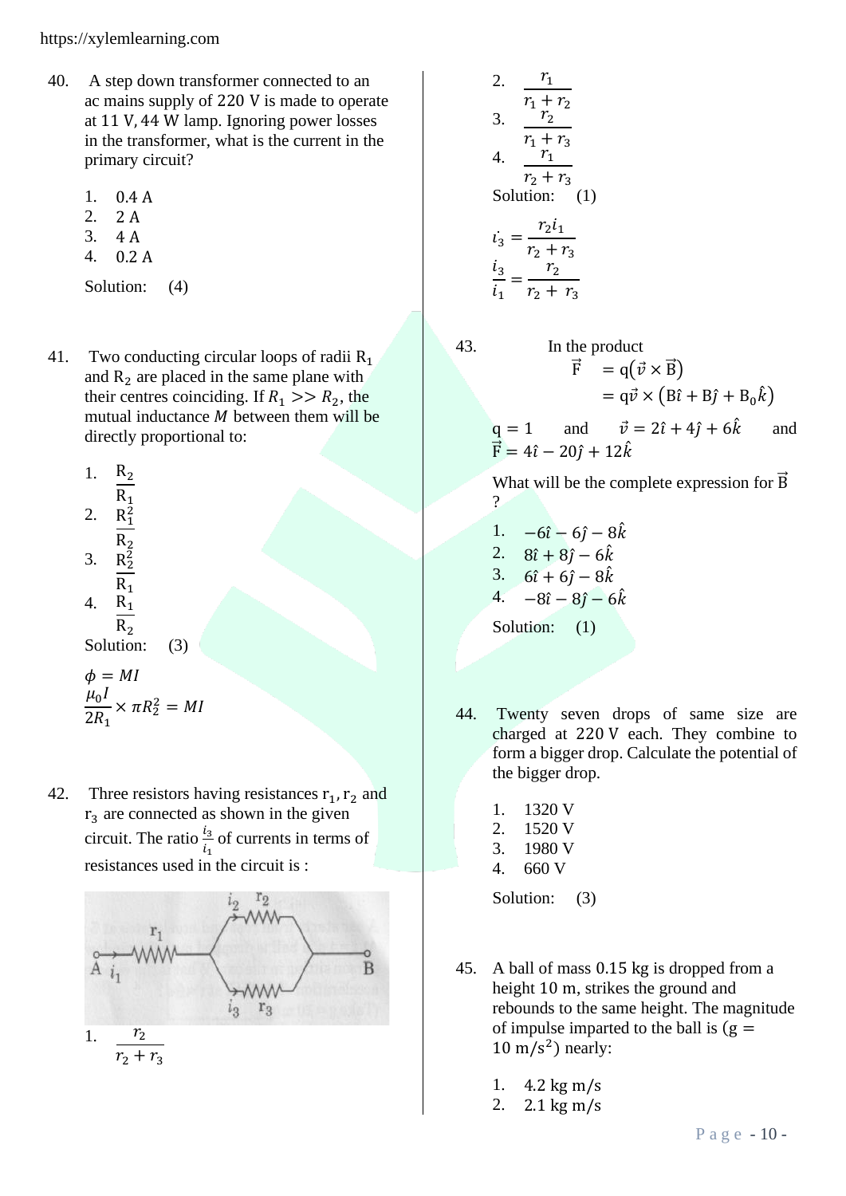https://xylemlearning.com

40. A step down transformer connected to an ac mains supply of 220 V is made to operate at 11 V, 44 W lamp. Ignoring power losses in the transformer, what is the current in the primary circuit?

1. 0.4 A
2. 2 A
3. 4 A
4. 0.2 A

Solution: (4)

41. Two conducting circular loops of radii $R_1$ and $R_2$ are placed in the same plane with their centres coinciding. If $R_1 >> R_2$, the mutual inductance $M$ between them will be directly proportional to:

1. $\frac{R_2}{R_1}$
2. $\frac{R_1^2}{R_2}$
3. $\frac{R_2^2}{R_1}$
4. $\frac{R_1}{R_2}$

Solution: (3)

$\phi = MI$

$\frac{\mu_0 I}{2R_1} \times \pi R_2^2 = MI$

42. Three resistors having resistances $r_1, r_2$ and $r_3$ are connected as shown in the given circuit. The ratio $\frac{i_3}{i_1}$ of currents in terms of resistances used in the circuit is :

1. $\frac{r_2}{r_2 + r_3}$
2. $\frac{r_1}{r_1 + r_2}$
3. $\frac{r_2}{r_1 + r_3}$
4. $\frac{r_1}{r_2 + r_3}$

Solution: (1)

$i_3 = \frac{r_2 i_1}{r_2 + r_3}$

$\frac{i_3}{i_1} = \frac{r_2}{r_2 + r_3}$

43. In the product

$$\vec{F} = q(\vec{v} \times \vec{B})$$
$$= q\vec{v} \times (B\hat{i} + B\hat{j} + B_0\hat{k})$$

$q = 1$ and $\vec{v} = 2\hat{i} + 4\hat{j} + 6\hat{k}$ and $\vec{F} = 4\hat{i} - 20\hat{j} + 12\hat{k}$

What will be the complete expression for $\vec{B}$ ?

1. $-6\hat{i} - 6\hat{j} - 8\hat{k}$
2. $8\hat{i} + 8\hat{j} - 6\hat{k}$
3. $6\hat{i} + 6\hat{j} - 8\hat{k}$
4. $-8\hat{i} - 8\hat{j} - 6\hat{k}$

Solution: (1)

44. Twenty seven drops of same size are charged at 220 V each. They combine to form a bigger drop. Calculate the potential of the bigger drop.

1. 1320 V
2. 1520 V
3. 1980 V
4. 660 V

Solution: (3)

45. A ball of mass 0.15 kg is dropped from a height 10 m, strikes the ground and rebounds to the same height. The magnitude of impulse imparted to the ball is ($g = 10\ m/s^2$) nearly:

1. 4.2 kg m/s
2. 2.1 kg m/s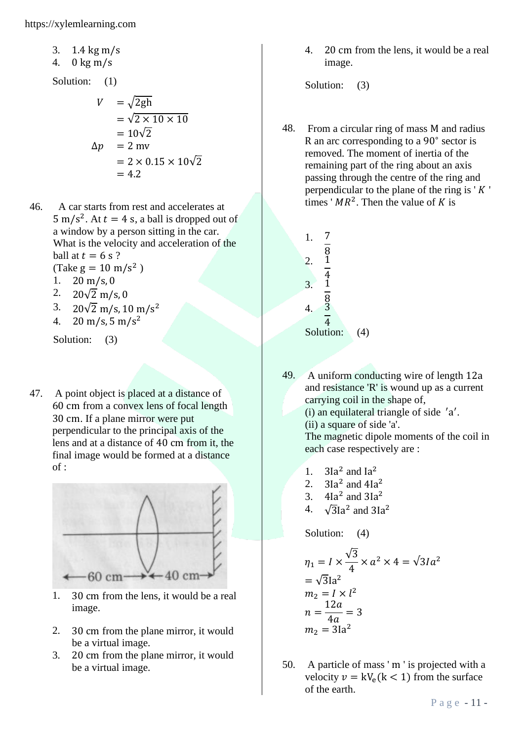3. 1.4 kg m/s
4. 0 kg m/s

Solution: (1)

$$
\begin{aligned}
V &= \sqrt{2gh} \\
&= \sqrt{2 \times 10 \times 10} \\
&= 10\sqrt{2} \\
\Delta p &= 2 \text{ mv} \\
&= 2 \times 0.15 \times 10\sqrt{2} \\
&= 4.2
\end{aligned}
$$

46. A car starts from rest and accelerates at $5 \text{ m/s}^2$. At $t = 4$ s, a ball is dropped out of a window by a person sitting in the car. What is the velocity and acceleration of the ball at $t = 6$ s ? (Take $g = 10 \text{ m/s}^2$ )

1. $20 \text{ m/s}, 0$
2. $20\sqrt{2} \text{ m/s}, 0$
3. $20\sqrt{2} \text{ m/s}, 10 \text{ m/s}^2$
4. $20 \text{ m/s}, 5 \text{ m/s}^2$

Solution: (3)

47. A point object is placed at a distance of 60 cm from a convex lens of focal length 30 cm. If a plane mirror were put perpendicular to the principal axis of the lens and at a distance of 40 cm from it, the final image would be formed at a distance of :

1. 30 cm from the lens, it would be a real image.
2. 30 cm from the plane mirror, it would be a virtual image.
3. 20 cm from the plane mirror, it would be a virtual image.
4. 20 cm from the lens, it would be a real image.

Solution: (3)

48. From a circular ring of mass M and radius R an arc corresponding to a 90° sector is removed. The moment of inertia of the remaining part of the ring about an axis passing through the centre of the ring and perpendicular to the plane of the ring is ' $K$ ' times ' $MR^2$. Then the value of $K$ is

1. $\frac{7}{8}$
2. $\frac{1}{4}$
3. $\frac{1}{8}$
4. $\frac{3}{4}$

Solution: (4)

49. A uniform conducting wire of length 12a and resistance 'R' is wound up as a current carrying coil in the shape of,
(i) an equilateral triangle of side 'a'.
(ii) a square of side 'a'.
The magnetic dipole moments of the coil in each case respectively are :

1. $3Ia^2$ and $Ia^2$
2. $3Ia^2$ and $4Ia^2$
3. $4Ia^2$ and $3Ia^2$
4. $\sqrt{3}Ia^2$ and $3Ia^2$

Solution: (4)

$$\eta_1 = I \times \frac{\sqrt{3}}{4} \times a^2 \times 4 = \sqrt{3}Ia^2$$
$$= \sqrt{3}Ia^2$$
$$m_2 = I \times l^2$$
$$n = \frac{12a}{4a} = 3$$
$$m_2 = 3Ia^2$$

50. A particle of mass ' m ' is projected with a velocity $v = kV_e (k < 1)$ from the surface of the earth.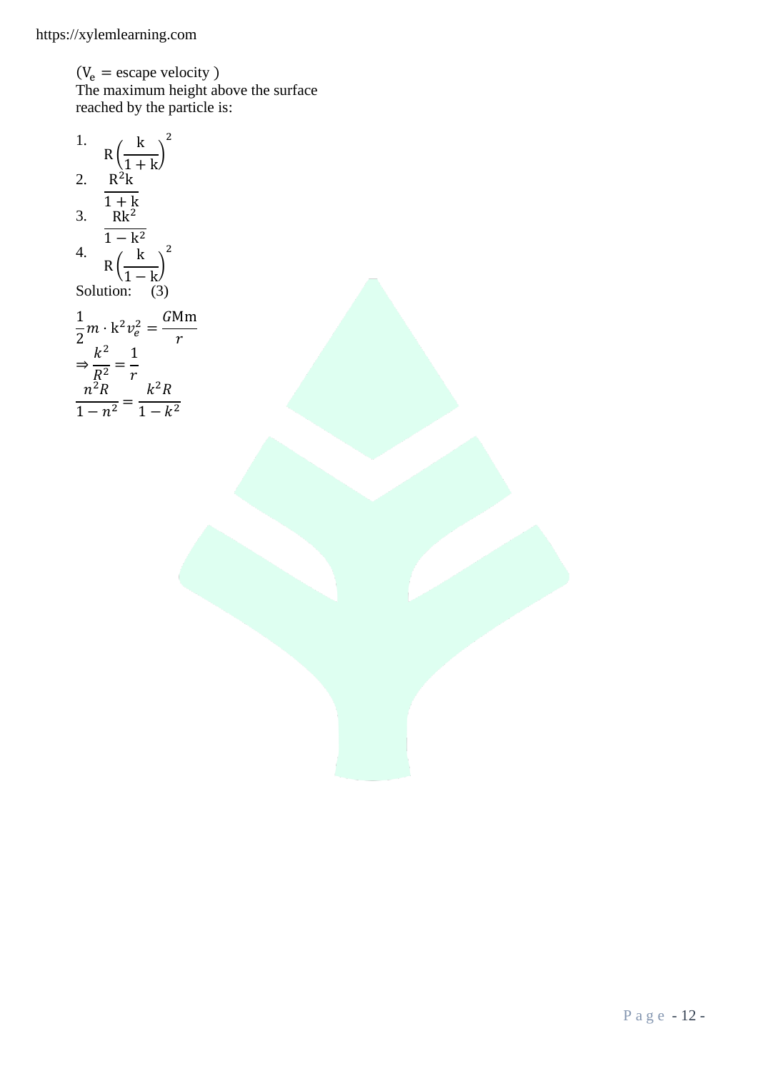($V_e$ = escape velocity )
The maximum height above the surface reached by the particle is:

1. $R\left(\frac{k}{1+k}\right)^2$
2. $\frac{R^2k}{1+k}$
3. $\frac{Rk^2}{1-k^2}$
4. $R\left(\frac{k}{1-k}\right)^2$

Solution: (3)

$$\frac{1}{2}m \cdot k^2 v_e^2 = \frac{GMm}{r}$$

$$\Rightarrow \frac{k^2}{R^2} = \frac{1}{r}$$

$$\frac{n^2 R}{1-n^2} = \frac{k^2 R}{1-k^2}$$